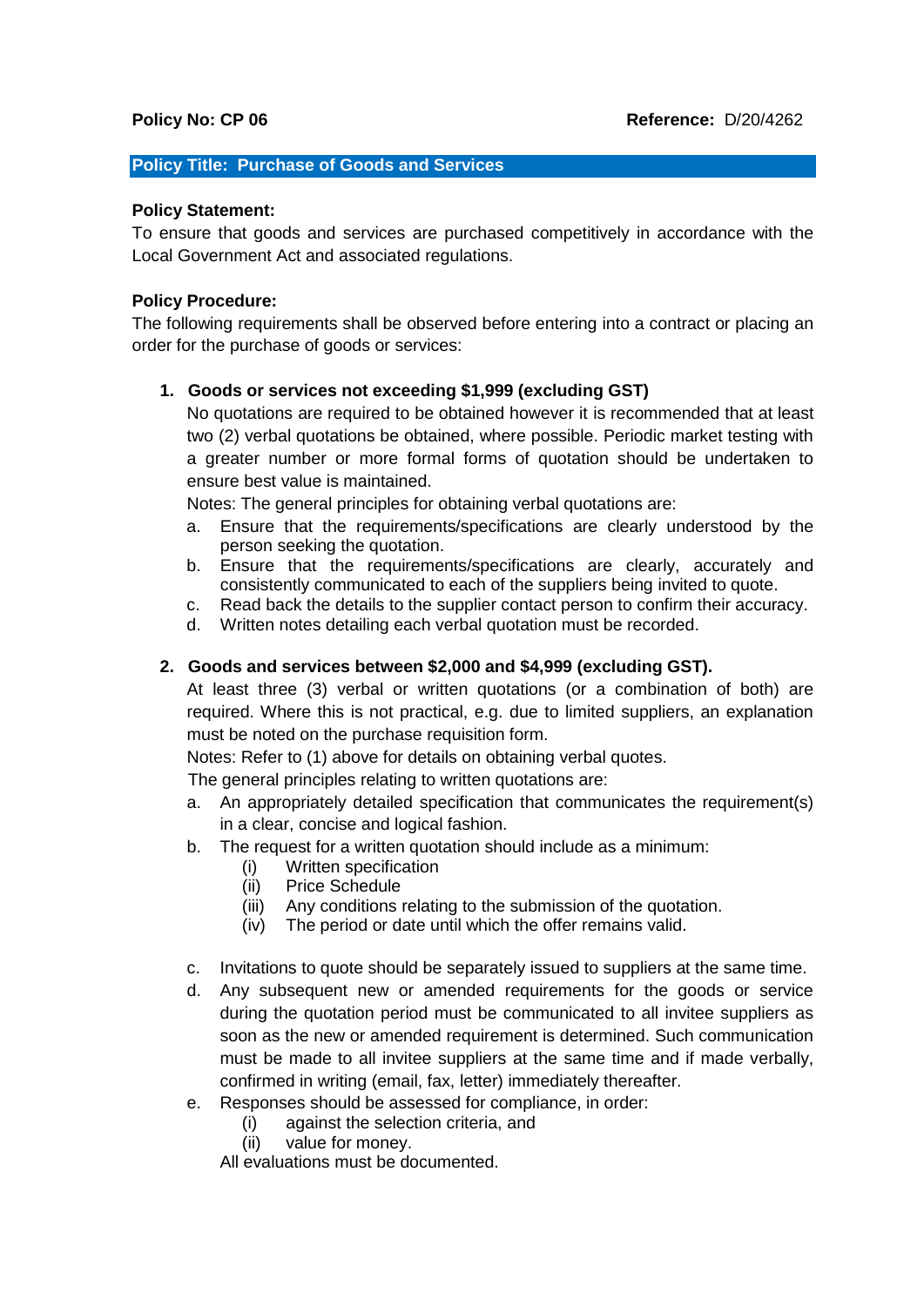**Policy No: CP 06** **Reference:** D/20/4262

## Policy Title: Purchase of Goods and Services

**Policy Statement:**

To ensure that goods and services are purchased competitively in accordance with the Local Government Act and associated regulations.

**Policy Procedure:**

The following requirements shall be observed before entering into a contract or placing an order for the purchase of goods or services:

1. **Goods or services not exceeding $1,999 (excluding GST)**

   No quotations are required to be obtained however it is recommended that at least two (2) verbal quotations be obtained, where possible. Periodic market testing with a greater number or more formal forms of quotation should be undertaken to ensure best value is maintained.

   Notes: The general principles for obtaining verbal quotations are:

   a. Ensure that the requirements/specifications are clearly understood by the person seeking the quotation.
   b. Ensure that the requirements/specifications are clearly, accurately and consistently communicated to each of the suppliers being invited to quote.
   c. Read back the details to the supplier contact person to confirm their accuracy.
   d. Written notes detailing each verbal quotation must be recorded.

2. **Goods and services between $2,000 and $4,999 (excluding GST).**

   At least three (3) verbal or written quotations (or a combination of both) are required. Where this is not practical, e.g. due to limited suppliers, an explanation must be noted on the purchase requisition form.

   Notes: Refer to (1) above for details on obtaining verbal quotes.

   The general principles relating to written quotations are:

   a. An appropriately detailed specification that communicates the requirement(s) in a clear, concise and logical fashion.
   b. The request for a written quotation should include as a minimum:
      (i) Written specification
      (ii) Price Schedule
      (iii) Any conditions relating to the submission of the quotation.
      (iv) The period or date until which the offer remains valid.
   c. Invitations to quote should be separately issued to suppliers at the same time.
   d. Any subsequent new or amended requirements for the goods or service during the quotation period must be communicated to all invitee suppliers as soon as the new or amended requirement is determined. Such communication must be made to all invitee suppliers at the same time and if made verbally, confirmed in writing (email, fax, letter) immediately thereafter.
   e. Responses should be assessed for compliance, in order:
      (i) against the selection criteria, and
      (ii) value for money.

      All evaluations must be documented.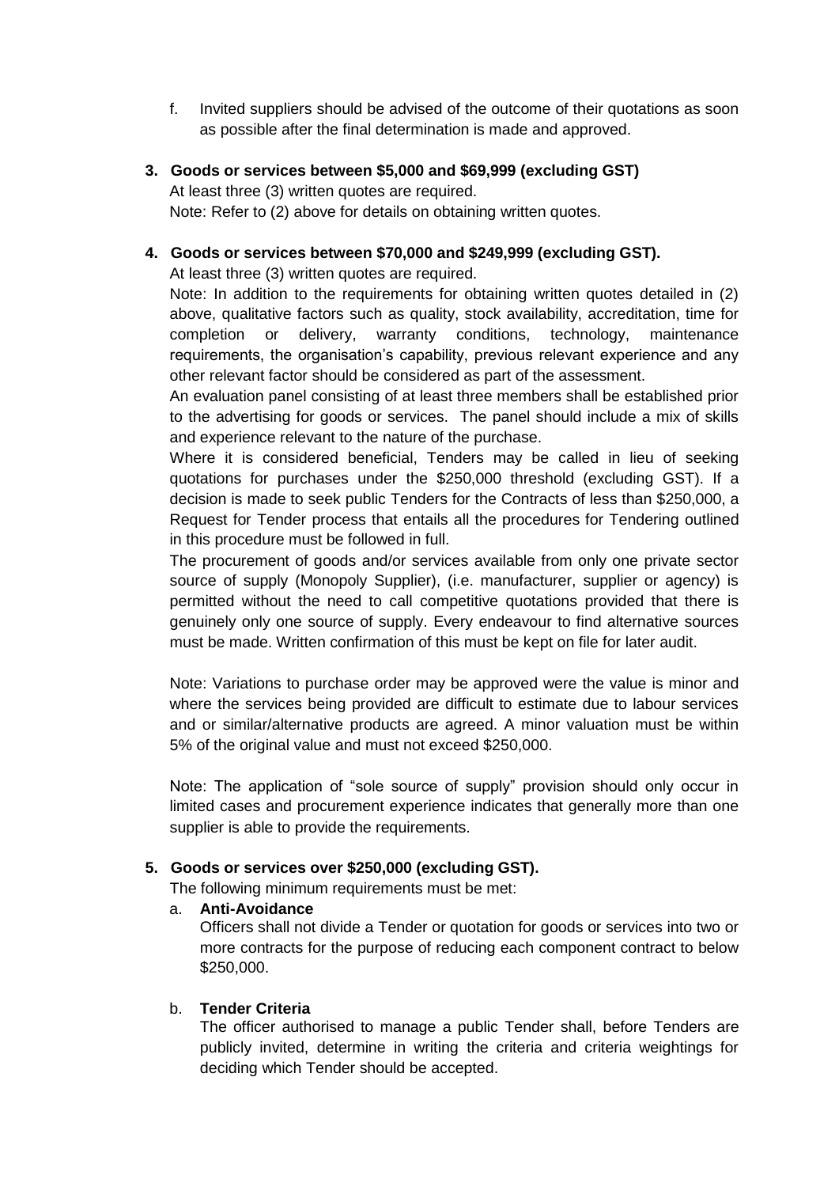f. Invited suppliers should be advised of the outcome of their quotations as soon as possible after the final determination is made and approved.

3. **Goods or services between $5,000 and $69,999 (excluding GST)**

   At least three (3) written quotes are required.

   Note: Refer to (2) above for details on obtaining written quotes.

4. **Goods or services between $70,000 and $249,999 (excluding GST).**

   At least three (3) written quotes are required.

   Note: In addition to the requirements for obtaining written quotes detailed in (2) above, qualitative factors such as quality, stock availability, accreditation, time for completion or delivery, warranty conditions, technology, maintenance requirements, the organisation's capability, previous relevant experience and any other relevant factor should be considered as part of the assessment.

   An evaluation panel consisting of at least three members shall be established prior to the advertising for goods or services. The panel should include a mix of skills and experience relevant to the nature of the purchase.

   Where it is considered beneficial, Tenders may be called in lieu of seeking quotations for purchases under the $250,000 threshold (excluding GST). If a decision is made to seek public Tenders for the Contracts of less than $250,000, a Request for Tender process that entails all the procedures for Tendering outlined in this procedure must be followed in full.

   The procurement of goods and/or services available from only one private sector source of supply (Monopoly Supplier), (i.e. manufacturer, supplier or agency) is permitted without the need to call competitive quotations provided that there is genuinely only one source of supply. Every endeavour to find alternative sources must be made. Written confirmation of this must be kept on file for later audit.

   Note: Variations to purchase order may be approved were the value is minor and where the services being provided are difficult to estimate due to labour services and or similar/alternative products are agreed. A minor valuation must be within 5% of the original value and must not exceed $250,000.

   Note: The application of "sole source of supply" provision should only occur in limited cases and procurement experience indicates that generally more than one supplier is able to provide the requirements.

5. **Goods or services over $250,000 (excluding GST).**

   The following minimum requirements must be met:

   a. **Anti-Avoidance**

      Officers shall not divide a Tender or quotation for goods or services into two or more contracts for the purpose of reducing each component contract to below $250,000.

   b. **Tender Criteria**

      The officer authorised to manage a public Tender shall, before Tenders are publicly invited, determine in writing the criteria and criteria weightings for deciding which Tender should be accepted.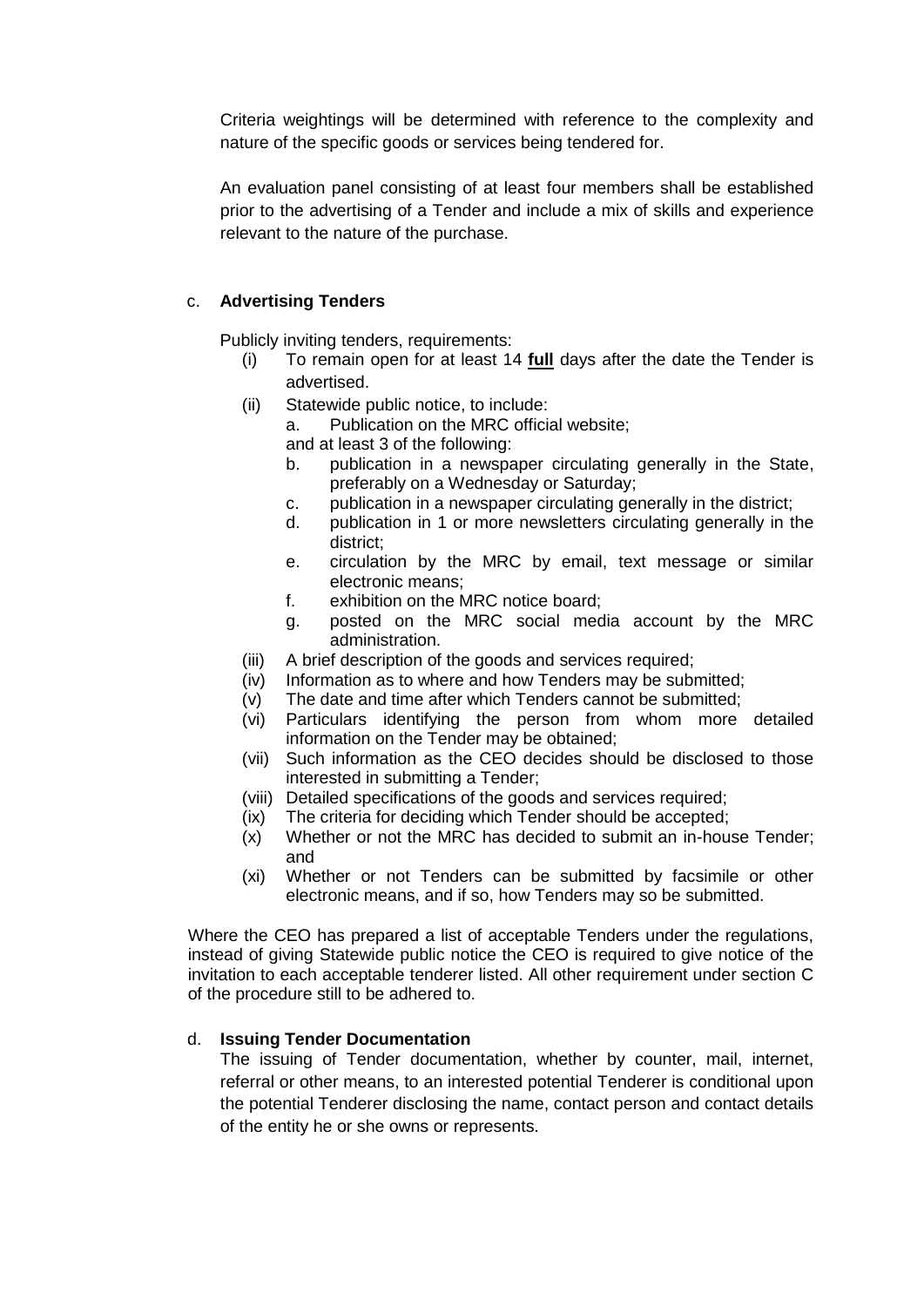Criteria weightings will be determined with reference to the complexity and nature of the specific goods or services being tendered for.

An evaluation panel consisting of at least four members shall be established prior to the advertising of a Tender and include a mix of skills and experience relevant to the nature of the purchase.

c. **Advertising Tenders**

Publicly inviting tenders, requirements:

(i) To remain open for at least 14 **full** days after the date the Tender is advertised.

(ii) Statewide public notice, to include:

a. Publication on the MRC official website;

and at least 3 of the following:

b. publication in a newspaper circulating generally in the State, preferably on a Wednesday or Saturday;

c. publication in a newspaper circulating generally in the district;

d. publication in 1 or more newsletters circulating generally in the district;

e. circulation by the MRC by email, text message or similar electronic means;

f. exhibition on the MRC notice board;

g. posted on the MRC social media account by the MRC administration.

(iii) A brief description of the goods and services required;

(iv) Information as to where and how Tenders may be submitted;

(v) The date and time after which Tenders cannot be submitted;

(vi) Particulars identifying the person from whom more detailed information on the Tender may be obtained;

(vii) Such information as the CEO decides should be disclosed to those interested in submitting a Tender;

(viii) Detailed specifications of the goods and services required;

(ix) The criteria for deciding which Tender should be accepted;

(x) Whether or not the MRC has decided to submit an in-house Tender; and

(xi) Whether or not Tenders can be submitted by facsimile or other electronic means, and if so, how Tenders may so be submitted.

Where the CEO has prepared a list of acceptable Tenders under the regulations, instead of giving Statewide public notice the CEO is required to give notice of the invitation to each acceptable tenderer listed. All other requirement under section C of the procedure still to be adhered to.

d. **Issuing Tender Documentation**

The issuing of Tender documentation, whether by counter, mail, internet, referral or other means, to an interested potential Tenderer is conditional upon the potential Tenderer disclosing the name, contact person and contact details of the entity he or she owns or represents.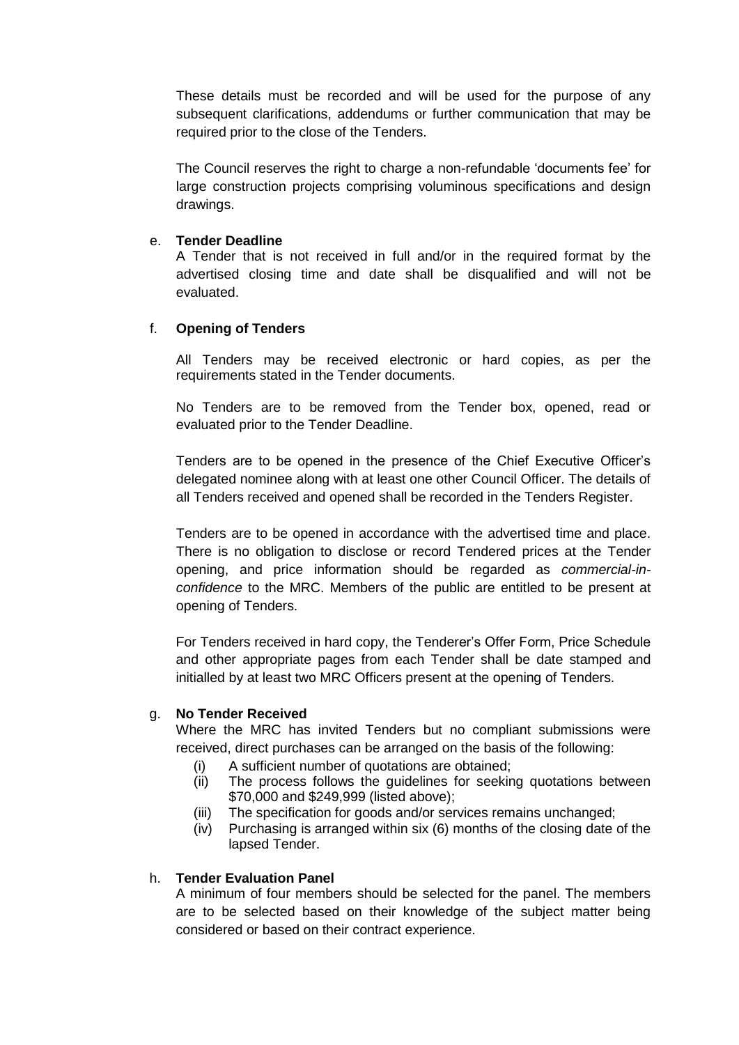These details must be recorded and will be used for the purpose of any subsequent clarifications, addendums or further communication that may be required prior to the close of the Tenders.

The Council reserves the right to charge a non-refundable 'documents fee' for large construction projects comprising voluminous specifications and design drawings.

e. **Tender Deadline**
A Tender that is not received in full and/or in the required format by the advertised closing time and date shall be disqualified and will not be evaluated.

f. **Opening of Tenders**

All Tenders may be received electronic or hard copies, as per the requirements stated in the Tender documents.

No Tenders are to be removed from the Tender box, opened, read or evaluated prior to the Tender Deadline.

Tenders are to be opened in the presence of the Chief Executive Officer's delegated nominee along with at least one other Council Officer. The details of all Tenders received and opened shall be recorded in the Tenders Register.

Tenders are to be opened in accordance with the advertised time and place. There is no obligation to disclose or record Tendered prices at the Tender opening, and price information should be regarded as *commercial-in-confidence* to the MRC. Members of the public are entitled to be present at opening of Tenders.

For Tenders received in hard copy, the Tenderer's Offer Form, Price Schedule and other appropriate pages from each Tender shall be date stamped and initialled by at least two MRC Officers present at the opening of Tenders.

g. **No Tender Received**
Where the MRC has invited Tenders but no compliant submissions were received, direct purchases can be arranged on the basis of the following:
   (i) A sufficient number of quotations are obtained;
   (ii) The process follows the guidelines for seeking quotations between $70,000 and $249,999 (listed above);
   (iii) The specification for goods and/or services remains unchanged;
   (iv) Purchasing is arranged within six (6) months of the closing date of the lapsed Tender.

h. **Tender Evaluation Panel**
A minimum of four members should be selected for the panel. The members are to be selected based on their knowledge of the subject matter being considered or based on their contract experience.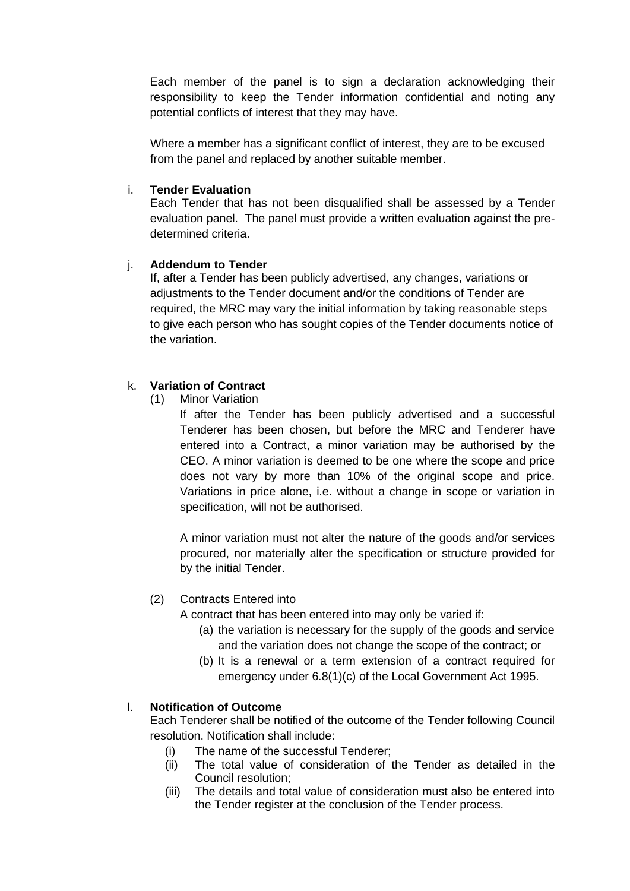Each member of the panel is to sign a declaration acknowledging their responsibility to keep the Tender information confidential and noting any potential conflicts of interest that they may have.

Where a member has a significant conflict of interest, they are to be excused from the panel and replaced by another suitable member.

i. **Tender Evaluation**

Each Tender that has not been disqualified shall be assessed by a Tender evaluation panel. The panel must provide a written evaluation against the pre-determined criteria.

j. **Addendum to Tender**

If, after a Tender has been publicly advertised, any changes, variations or adjustments to the Tender document and/or the conditions of Tender are required, the MRC may vary the initial information by taking reasonable steps to give each person who has sought copies of the Tender documents notice of the variation.

k. **Variation of Contract**

(1) Minor Variation

If after the Tender has been publicly advertised and a successful Tenderer has been chosen, but before the MRC and Tenderer have entered into a Contract, a minor variation may be authorised by the CEO. A minor variation is deemed to be one where the scope and price does not vary by more than 10% of the original scope and price. Variations in price alone, i.e. without a change in scope or variation in specification, will not be authorised.

A minor variation must not alter the nature of the goods and/or services procured, nor materially alter the specification or structure provided for by the initial Tender.

(2) Contracts Entered into

A contract that has been entered into may only be varied if:

(a) the variation is necessary for the supply of the goods and service and the variation does not change the scope of the contract; or

(b) It is a renewal or a term extension of a contract required for emergency under 6.8(1)(c) of the Local Government Act 1995.

l. **Notification of Outcome**

Each Tenderer shall be notified of the outcome of the Tender following Council resolution. Notification shall include:

(i) The name of the successful Tenderer;

(ii) The total value of consideration of the Tender as detailed in the Council resolution;

(iii) The details and total value of consideration must also be entered into the Tender register at the conclusion of the Tender process.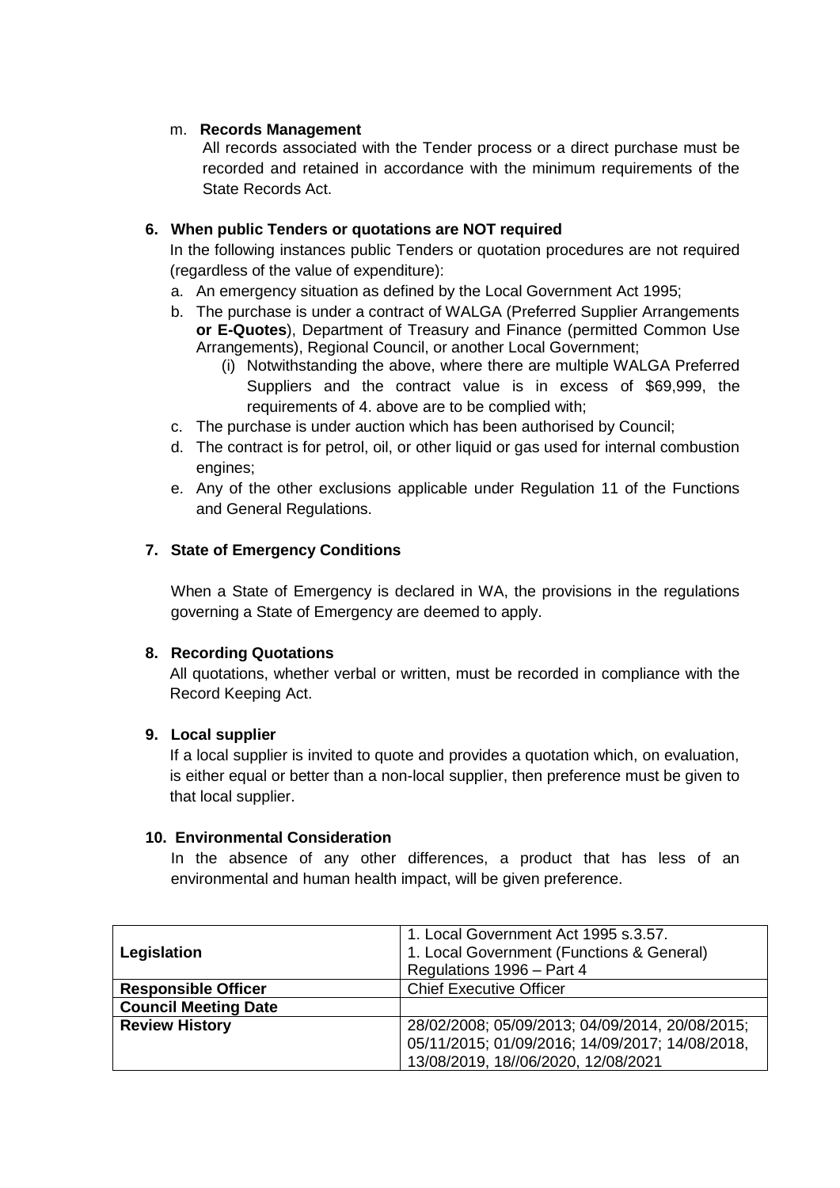m. **Records Management**

All records associated with the Tender process or a direct purchase must be recorded and retained in accordance with the minimum requirements of the State Records Act.

**6. When public Tenders or quotations are NOT required**

In the following instances public Tenders or quotation procedures are not required (regardless of the value of expenditure):

a. An emergency situation as defined by the Local Government Act 1995;
b. The purchase is under a contract of WALGA (Preferred Supplier Arrangements **or E-Quotes**), Department of Treasury and Finance (permitted Common Use Arrangements), Regional Council, or another Local Government;
   (i) Notwithstanding the above, where there are multiple WALGA Preferred Suppliers and the contract value is in excess of $69,999, the requirements of 4. above are to be complied with;
c. The purchase is under auction which has been authorised by Council;
d. The contract is for petrol, oil, or other liquid or gas used for internal combustion engines;
e. Any of the other exclusions applicable under Regulation 11 of the Functions and General Regulations.

**7. State of Emergency Conditions**

When a State of Emergency is declared in WA, the provisions in the regulations governing a State of Emergency are deemed to apply.

**8. Recording Quotations**

All quotations, whether verbal or written, must be recorded in compliance with the Record Keeping Act.

**9. Local supplier**

If a local supplier is invited to quote and provides a quotation which, on evaluation, is either equal or better than a non-local supplier, then preference must be given to that local supplier.

**10. Environmental Consideration**

In the absence of any other differences, a product that has less of an environmental and human health impact, will be given preference.

| | |
|---|---|
| **Legislation** | 1. Local Government Act 1995 s.3.57.<br>1. Local Government (Functions & General) Regulations 1996 – Part 4 |
| **Responsible Officer** | Chief Executive Officer |
| **Council Meeting Date** | |
| **Review History** | 28/02/2008; 05/09/2013; 04/09/2014, 20/08/2015; 05/11/2015; 01/09/2016; 14/09/2017; 14/08/2018, 13/08/2019, 18//06/2020, 12/08/2021 |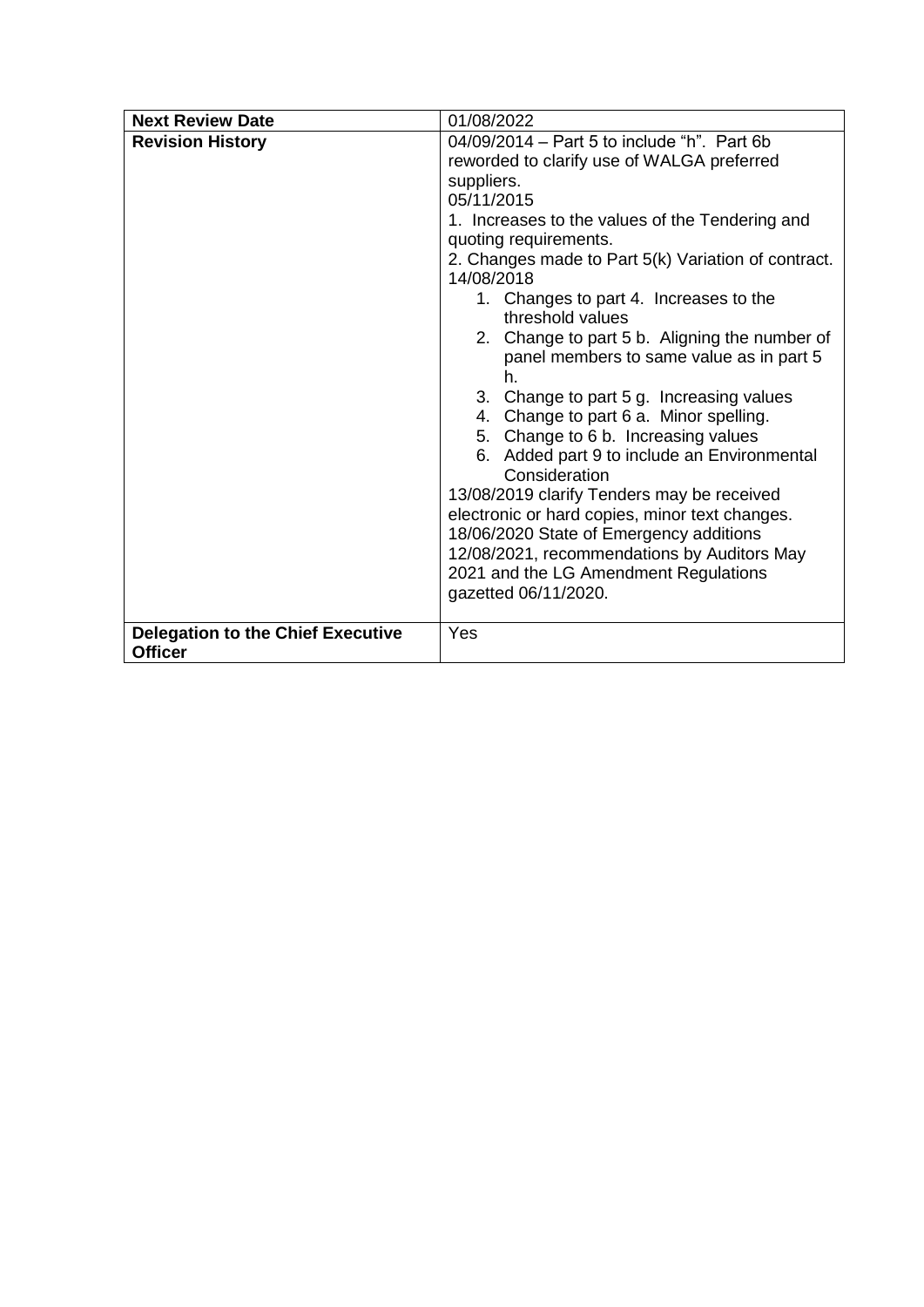| | |
|---|---|
| **Next Review Date** | 01/08/2022 |
| **Revision History** | 04/09/2014 – Part 5 to include "h". Part 6b reworded to clarify use of WALGA preferred suppliers.<br>05/11/2015<br>1. Increases to the values of the Tendering and quoting requirements.<br>2. Changes made to Part 5(k) Variation of contract.<br>14/08/2018<br>1. Changes to part 4. Increases to the threshold values<br>2. Change to part 5 b. Aligning the number of panel members to same value as in part 5 h.<br>3. Change to part 5 g. Increasing values<br>4. Change to part 6 a. Minor spelling.<br>5. Change to 6 b. Increasing values<br>6. Added part 9 to include an Environmental Consideration<br>13/08/2019 clarify Tenders may be received electronic or hard copies, minor text changes.<br>18/06/2020 State of Emergency additions<br>12/08/2021, recommendations by Auditors May 2021 and the LG Amendment Regulations gazetted 06/11/2020. |
| **Delegation to the Chief Executive Officer** | Yes |